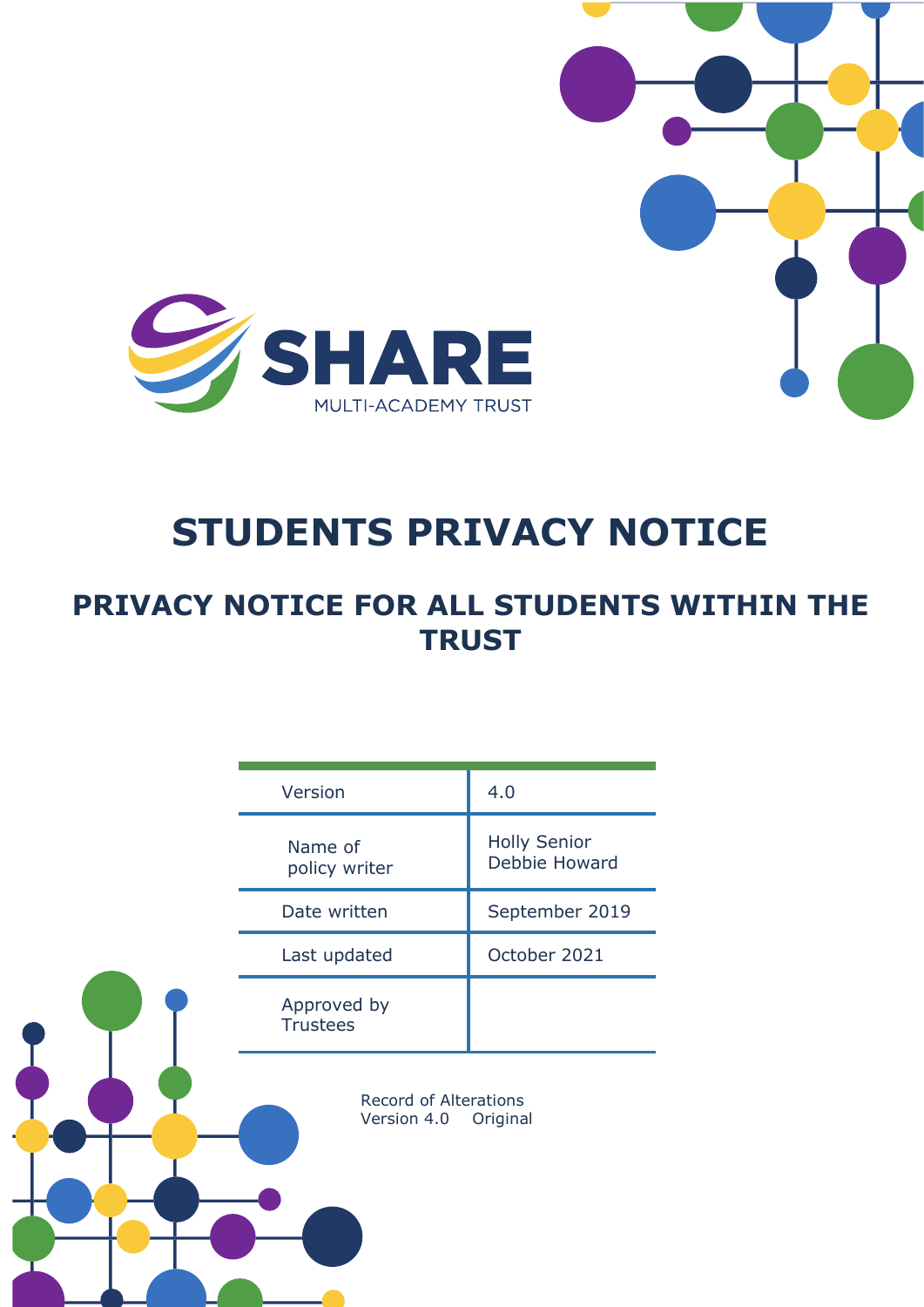SHARE

MULTI-ACADEMY TRUST

# STUDENTS PRIVACY NOTICE

## PRIVACY NOTICE FOR ALL STUDENTS WITHIN THE TRUST

| | |
|---|---|
| Version | 4.0 |
| Name of policy writer | Holly Senior<br>Debbie Howard |
| Date written | September 2019 |
| Last updated | October 2021 |
| Approved by Trustees | |

Record of Alterations
Version 4.0 Original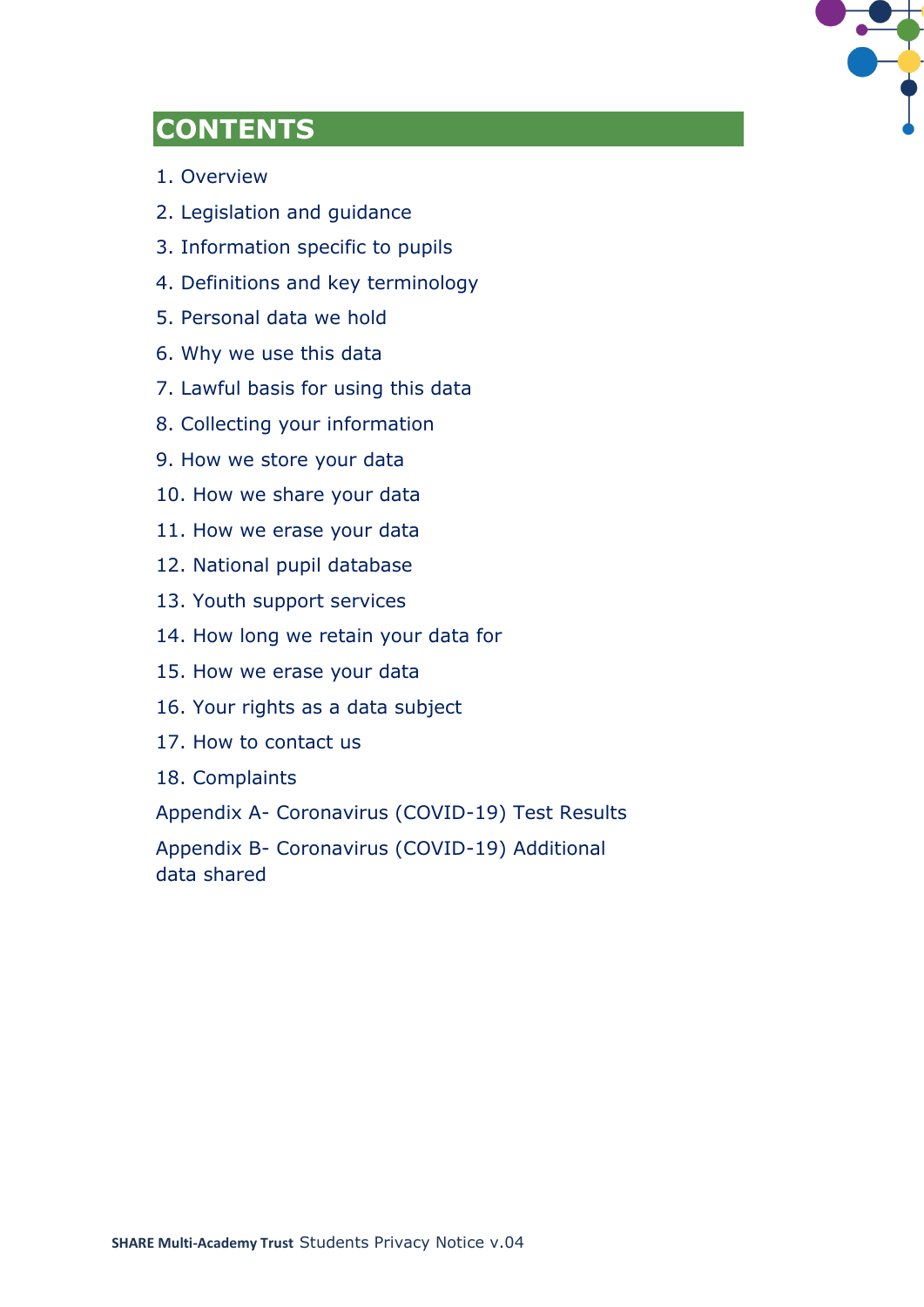## CONTENTS

1. Overview
2. Legislation and guidance
3. Information specific to pupils
4. Definitions and key terminology
5. Personal data we hold
6. Why we use this data
7. Lawful basis for using this data
8. Collecting your information
9. How we store your data
10. How we share your data
11. How we erase your data
12. National pupil database
13. Youth support services
14. How long we retain your data for
15. How we erase your data
16. Your rights as a data subject
17. How to contact us
18. Complaints

Appendix A- Coronavirus (COVID-19) Test Results

Appendix B- Coronavirus (COVID-19) Additional data shared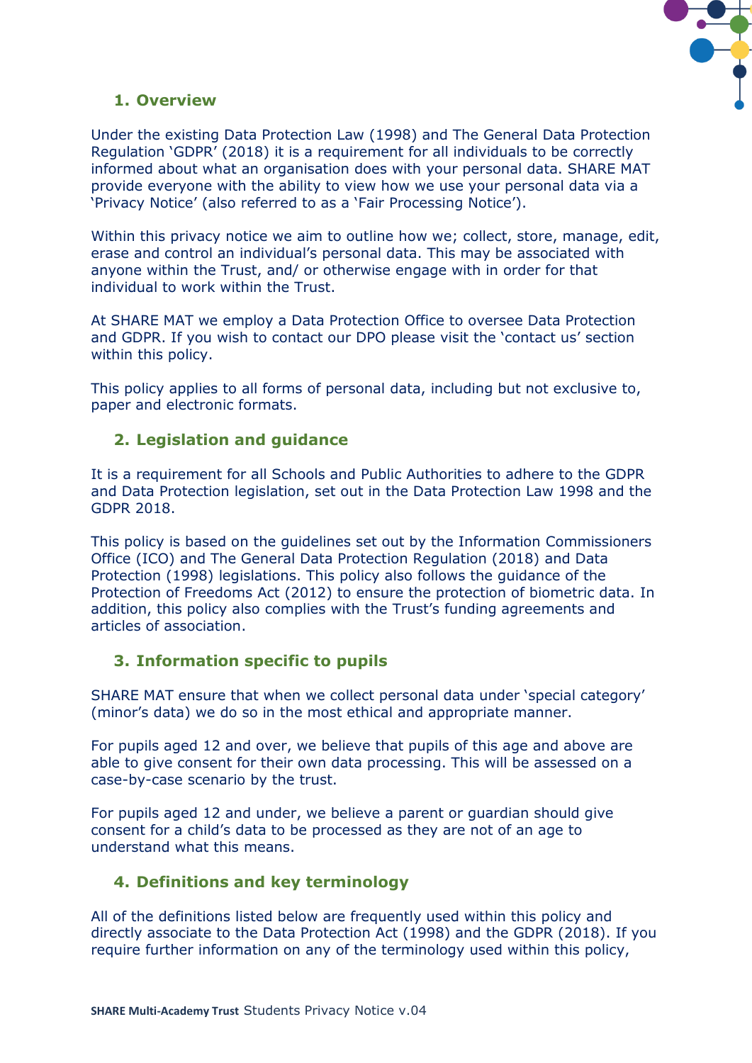## 1. Overview

Under the existing Data Protection Law (1998) and The General Data Protection Regulation 'GDPR' (2018) it is a requirement for all individuals to be correctly informed about what an organisation does with your personal data. SHARE MAT provide everyone with the ability to view how we use your personal data via a 'Privacy Notice' (also referred to as a 'Fair Processing Notice').

Within this privacy notice we aim to outline how we; collect, store, manage, edit, erase and control an individual's personal data. This may be associated with anyone within the Trust, and/ or otherwise engage with in order for that individual to work within the Trust.

At SHARE MAT we employ a Data Protection Office to oversee Data Protection and GDPR. If you wish to contact our DPO please visit the 'contact us' section within this policy.

This policy applies to all forms of personal data, including but not exclusive to, paper and electronic formats.

## 2. Legislation and guidance

It is a requirement for all Schools and Public Authorities to adhere to the GDPR and Data Protection legislation, set out in the Data Protection Law 1998 and the GDPR 2018.

This policy is based on the guidelines set out by the Information Commissioners Office (ICO) and The General Data Protection Regulation (2018) and Data Protection (1998) legislations. This policy also follows the guidance of the Protection of Freedoms Act (2012) to ensure the protection of biometric data. In addition, this policy also complies with the Trust's funding agreements and articles of association.

## 3. Information specific to pupils

SHARE MAT ensure that when we collect personal data under 'special category' (minor's data) we do so in the most ethical and appropriate manner.

For pupils aged 12 and over, we believe that pupils of this age and above are able to give consent for their own data processing. This will be assessed on a case-by-case scenario by the trust.

For pupils aged 12 and under, we believe a parent or guardian should give consent for a child's data to be processed as they are not of an age to understand what this means.

## 4. Definitions and key terminology

All of the definitions listed below are frequently used within this policy and directly associate to the Data Protection Act (1998) and the GDPR (2018). If you require further information on any of the terminology used within this policy,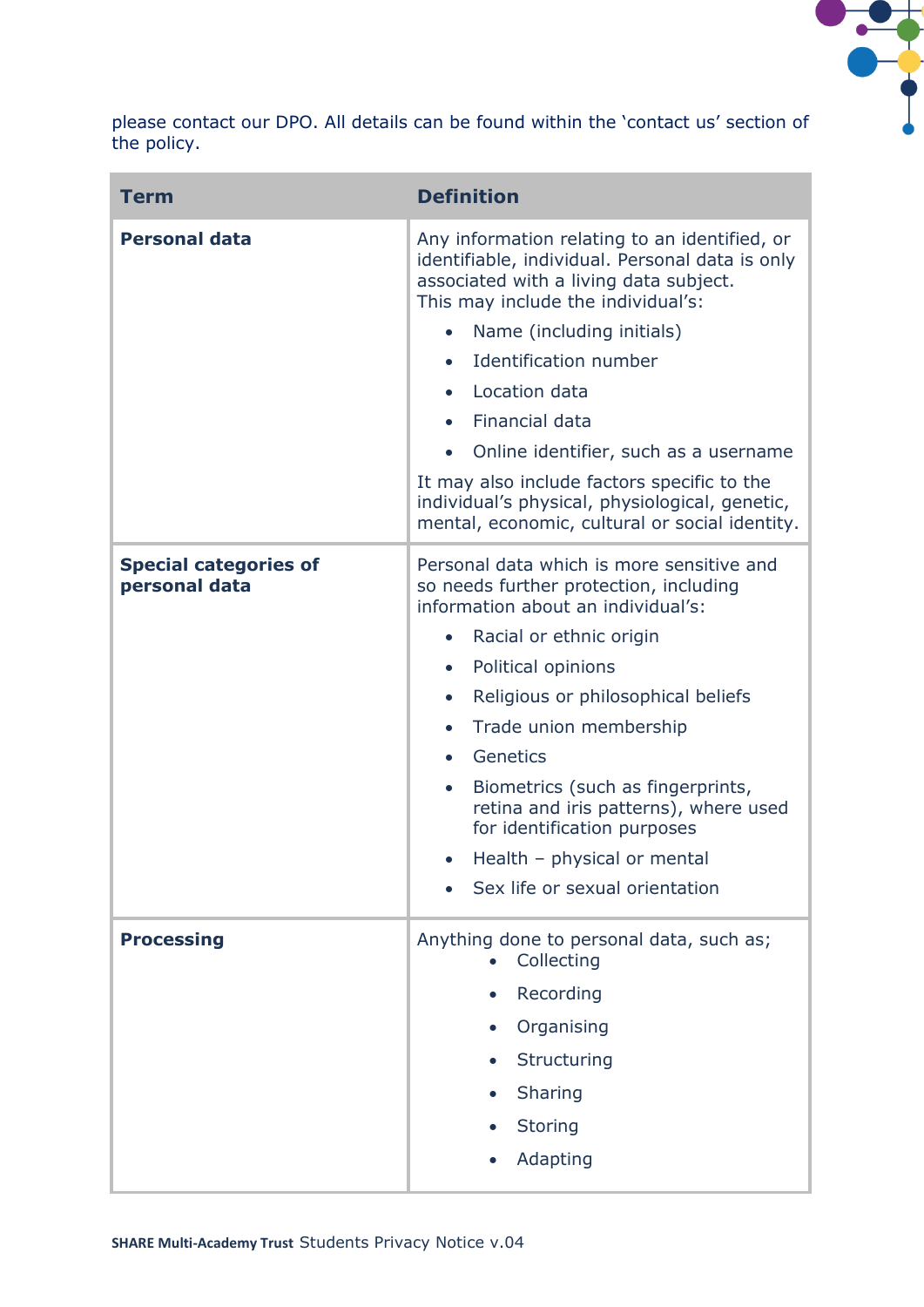please contact our DPO. All details can be found within the 'contact us' section of the policy.

| Term | Definition |
| --- | --- |
| **Personal data** | Any information relating to an identified, or identifiable, individual. Personal data is only associated with a living data subject.<br>This may include the individual's:<br>• Name (including initials)<br>• Identification number<br>• Location data<br>• Financial data<br>• Online identifier, such as a username<br>It may also include factors specific to the individual's physical, physiological, genetic, mental, economic, cultural or social identity. |
| **Special categories of personal data** | Personal data which is more sensitive and so needs further protection, including information about an individual's:<br>• Racial or ethnic origin<br>• Political opinions<br>• Religious or philosophical beliefs<br>• Trade union membership<br>• Genetics<br>• Biometrics (such as fingerprints, retina and iris patterns), where used for identification purposes<br>• Health – physical or mental<br>• Sex life or sexual orientation |
| **Processing** | Anything done to personal data, such as;<br>• Collecting<br>• Recording<br>• Organising<br>• Structuring<br>• Sharing<br>• Storing<br>• Adapting |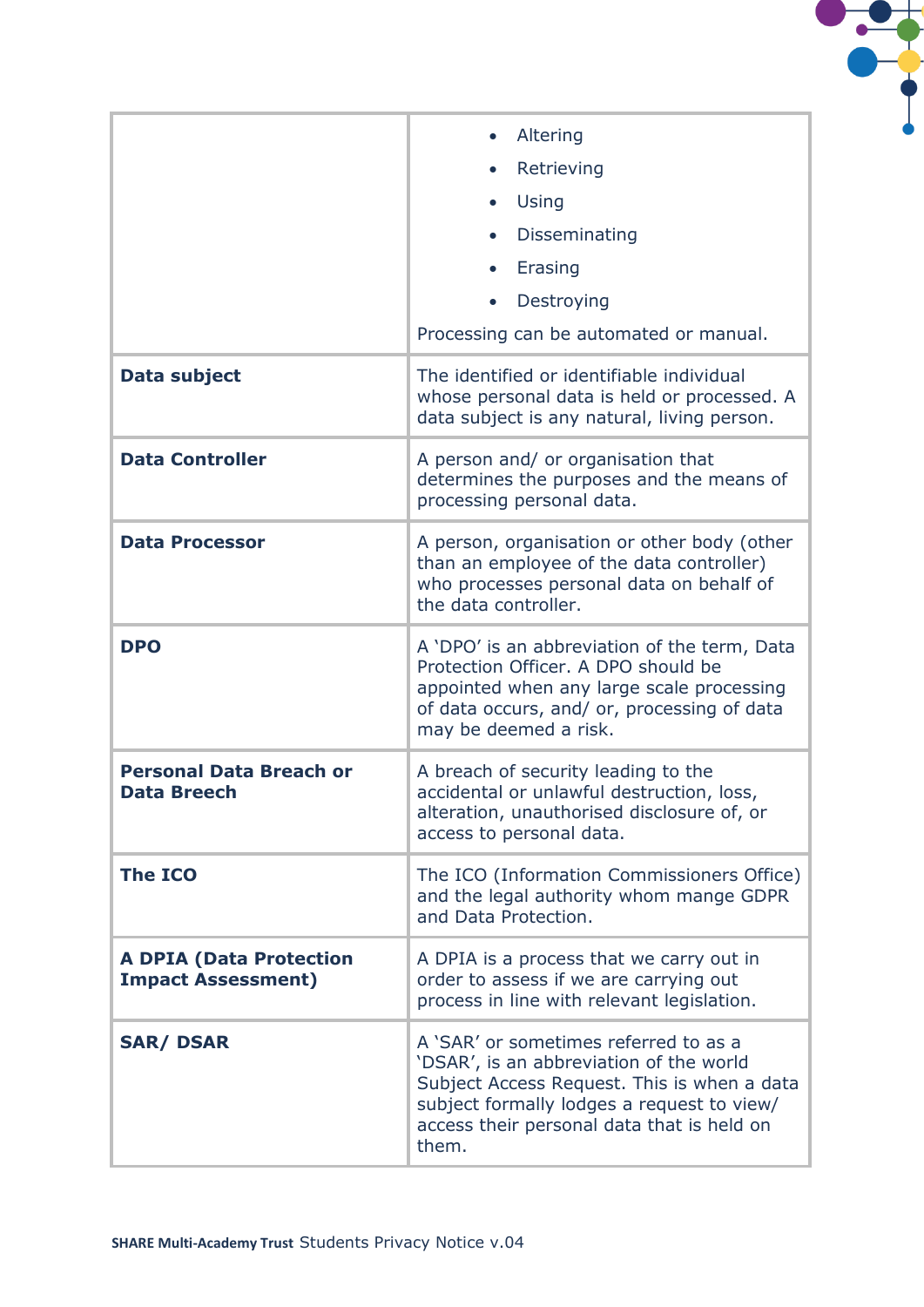| | |
|---|---|
| | • Altering<br>• Retrieving<br>• Using<br>• Disseminating<br>• Erasing<br>• Destroying<br><br>Processing can be automated or manual. |
| **Data subject** | The identified or identifiable individual whose personal data is held or processed. A data subject is any natural, living person. |
| **Data Controller** | A person and/ or organisation that determines the purposes and the means of processing personal data. |
| **Data Processor** | A person, organisation or other body (other than an employee of the data controller) who processes personal data on behalf of the data controller. |
| **DPO** | A 'DPO' is an abbreviation of the term, Data Protection Officer. A DPO should be appointed when any large scale processing of data occurs, and/ or, processing of data may be deemed a risk. |
| **Personal Data Breach or Data Breech** | A breach of security leading to the accidental or unlawful destruction, loss, alteration, unauthorised disclosure of, or access to personal data. |
| **The ICO** | The ICO (Information Commissioners Office) and the legal authority whom mange GDPR and Data Protection. |
| **A DPIA (Data Protection Impact Assessment)** | A DPIA is a process that we carry out in order to assess if we are carrying out process in line with relevant legislation. |
| **SAR/ DSAR** | A 'SAR' or sometimes referred to as a 'DSAR', is an abbreviation of the world Subject Access Request. This is when a data subject formally lodges a request to view/ access their personal data that is held on them. |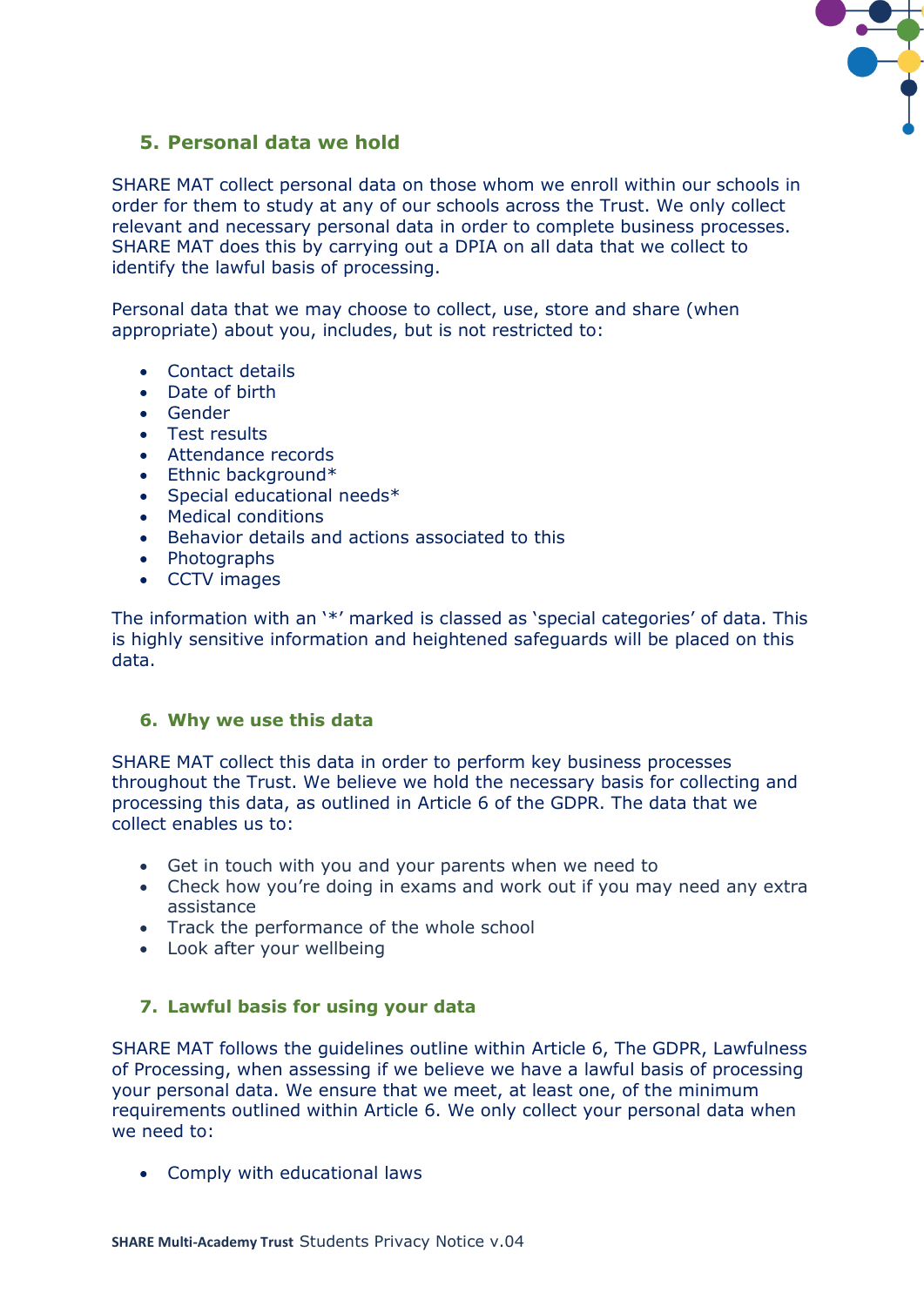## 5. Personal data we hold

SHARE MAT collect personal data on those whom we enroll within our schools in order for them to study at any of our schools across the Trust. We only collect relevant and necessary personal data in order to complete business processes. SHARE MAT does this by carrying out a DPIA on all data that we collect to identify the lawful basis of processing.

Personal data that we may choose to collect, use, store and share (when appropriate) about you, includes, but is not restricted to:

- Contact details
- Date of birth
- Gender
- Test results
- Attendance records
- Ethnic background*
- Special educational needs*
- Medical conditions
- Behavior details and actions associated to this
- Photographs
- CCTV images

The information with an '*' marked is classed as 'special categories' of data. This is highly sensitive information and heightened safeguards will be placed on this data.

## 6. Why we use this data

SHARE MAT collect this data in order to perform key business processes throughout the Trust. We believe we hold the necessary basis for collecting and processing this data, as outlined in Article 6 of the GDPR. The data that we collect enables us to:

- Get in touch with you and your parents when we need to
- Check how you're doing in exams and work out if you may need any extra assistance
- Track the performance of the whole school
- Look after your wellbeing

## 7. Lawful basis for using your data

SHARE MAT follows the guidelines outline within Article 6, The GDPR, Lawfulness of Processing, when assessing if we believe we have a lawful basis of processing your personal data. We ensure that we meet, at least one, of the minimum requirements outlined within Article 6. We only collect your personal data when we need to:

- Comply with educational laws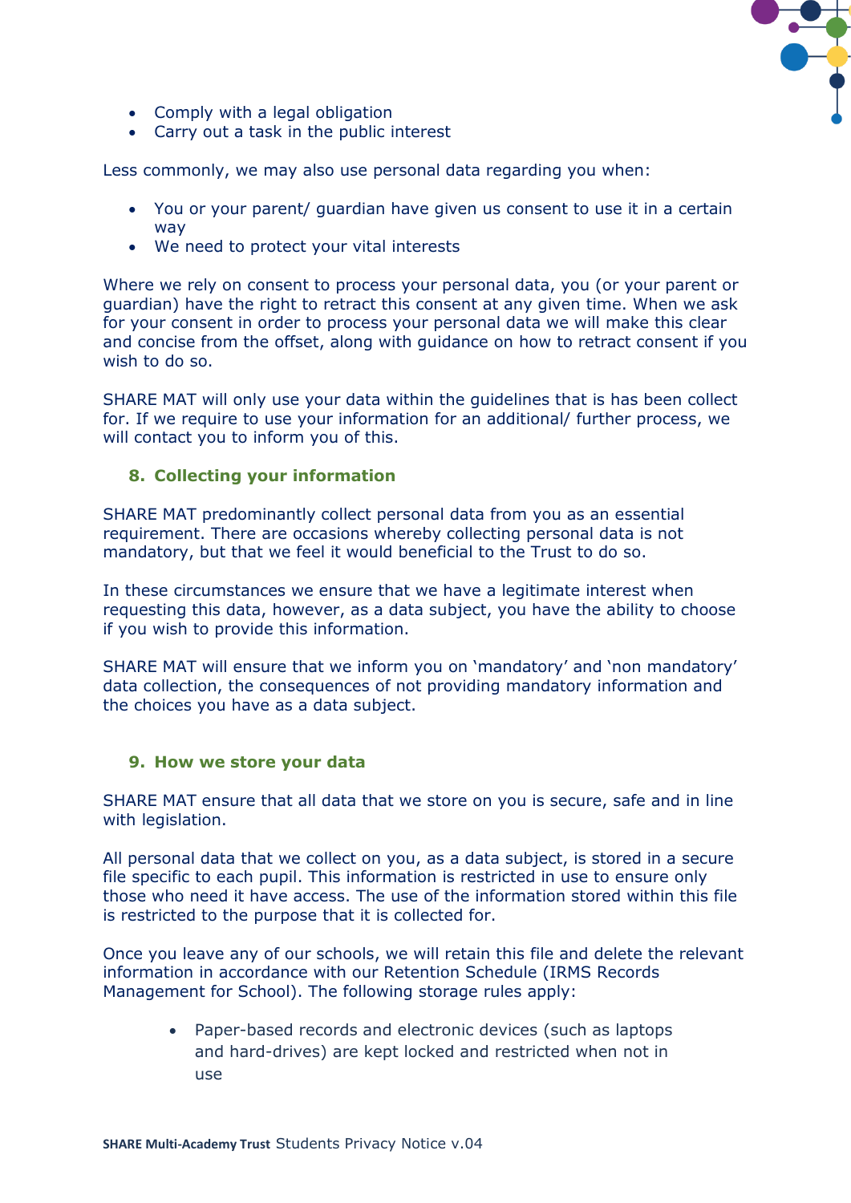- Comply with a legal obligation
- Carry out a task in the public interest

Less commonly, we may also use personal data regarding you when:

- You or your parent/ guardian have given us consent to use it in a certain way
- We need to protect your vital interests

Where we rely on consent to process your personal data, you (or your parent or guardian) have the right to retract this consent at any given time. When we ask for your consent in order to process your personal data we will make this clear and concise from the offset, along with guidance on how to retract consent if you wish to do so.

SHARE MAT will only use your data within the guidelines that is has been collect for. If we require to use your information for an additional/ further process, we will contact you to inform you of this.

## 8. Collecting your information

SHARE MAT predominantly collect personal data from you as an essential requirement. There are occasions whereby collecting personal data is not mandatory, but that we feel it would beneficial to the Trust to do so.

In these circumstances we ensure that we have a legitimate interest when requesting this data, however, as a data subject, you have the ability to choose if you wish to provide this information.

SHARE MAT will ensure that we inform you on 'mandatory' and 'non mandatory' data collection, the consequences of not providing mandatory information and the choices you have as a data subject.

## 9. How we store your data

SHARE MAT ensure that all data that we store on you is secure, safe and in line with legislation.

All personal data that we collect on you, as a data subject, is stored in a secure file specific to each pupil. This information is restricted in use to ensure only those who need it have access. The use of the information stored within this file is restricted to the purpose that it is collected for.

Once you leave any of our schools, we will retain this file and delete the relevant information in accordance with our Retention Schedule (IRMS Records Management for School). The following storage rules apply:

- Paper-based records and electronic devices (such as laptops and hard-drives) are kept locked and restricted when not in use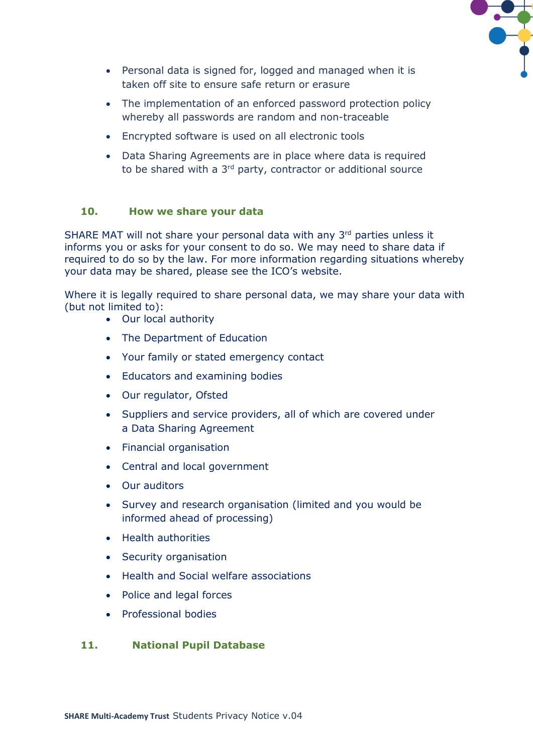- Personal data is signed for, logged and managed when it is taken off site to ensure safe return or erasure
- The implementation of an enforced password protection policy whereby all passwords are random and non-traceable
- Encrypted software is used on all electronic tools
- Data Sharing Agreements are in place where data is required to be shared with a 3rd party, contractor or additional source

## 10. How we share your data

SHARE MAT will not share your personal data with any 3rd parties unless it informs you or asks for your consent to do so. We may need to share data if required to do so by the law. For more information regarding situations whereby your data may be shared, please see the ICO's website.

Where it is legally required to share personal data, we may share your data with (but not limited to):

- Our local authority
- The Department of Education
- Your family or stated emergency contact
- Educators and examining bodies
- Our regulator, Ofsted
- Suppliers and service providers, all of which are covered under a Data Sharing Agreement
- Financial organisation
- Central and local government
- Our auditors
- Survey and research organisation (limited and you would be informed ahead of processing)
- Health authorities
- Security organisation
- Health and Social welfare associations
- Police and legal forces
- Professional bodies

## 11. National Pupil Database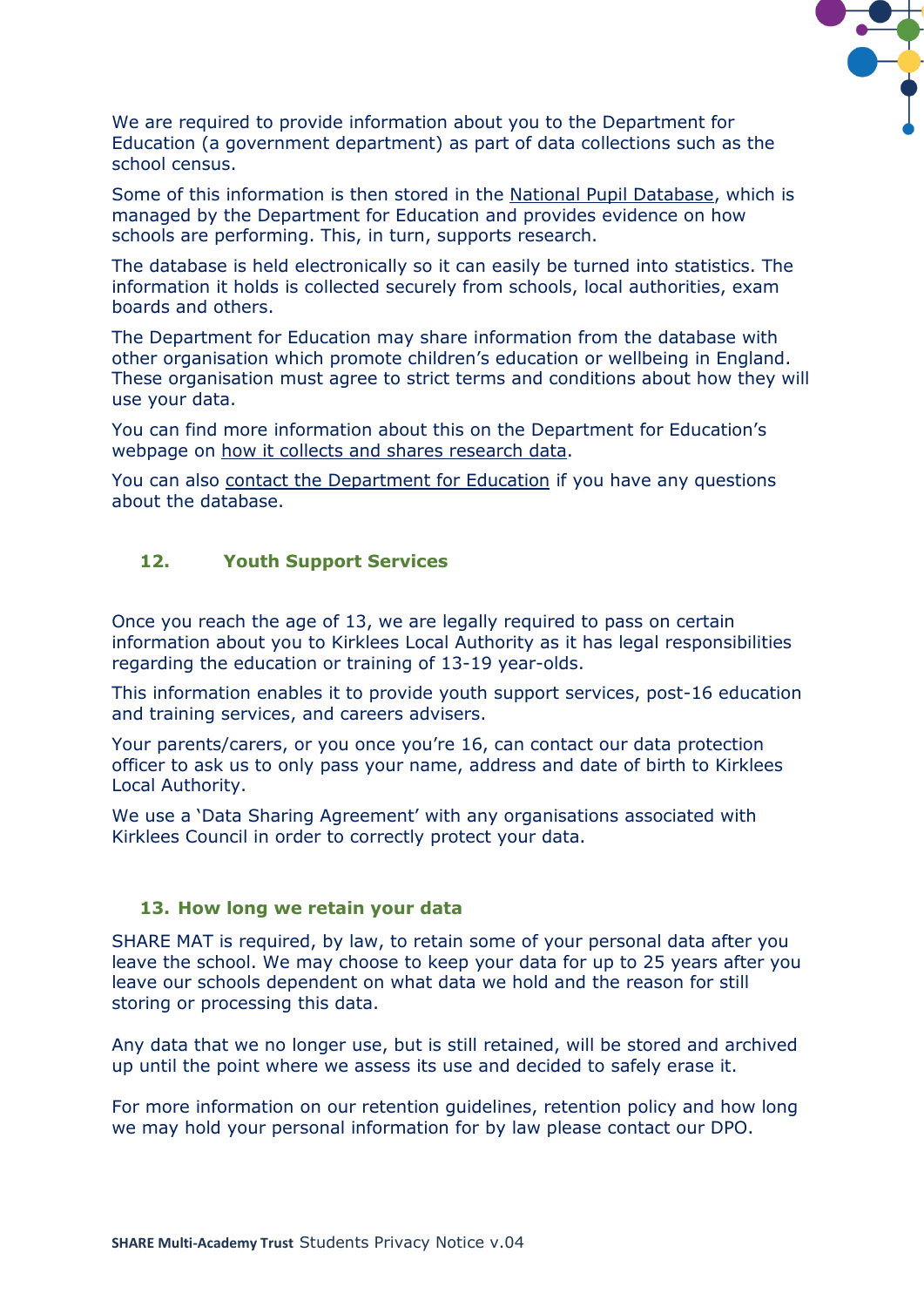We are required to provide information about you to the Department for Education (a government department) as part of data collections such as the school census.

Some of this information is then stored in the National Pupil Database, which is managed by the Department for Education and provides evidence on how schools are performing. This, in turn, supports research.

The database is held electronically so it can easily be turned into statistics. The information it holds is collected securely from schools, local authorities, exam boards and others.

The Department for Education may share information from the database with other organisation which promote children's education or wellbeing in England. These organisation must agree to strict terms and conditions about how they will use your data.

You can find more information about this on the Department for Education's webpage on how it collects and shares research data.

You can also contact the Department for Education if you have any questions about the database.

## 12. Youth Support Services

Once you reach the age of 13, we are legally required to pass on certain information about you to Kirklees Local Authority as it has legal responsibilities regarding the education or training of 13-19 year-olds.

This information enables it to provide youth support services, post-16 education and training services, and careers advisers.

Your parents/carers, or you once you're 16, can contact our data protection officer to ask us to only pass your name, address and date of birth to Kirklees Local Authority.

We use a 'Data Sharing Agreement' with any organisations associated with Kirklees Council in order to correctly protect your data.

## 13. How long we retain your data

SHARE MAT is required, by law, to retain some of your personal data after you leave the school. We may choose to keep your data for up to 25 years after you leave our schools dependent on what data we hold and the reason for still storing or processing this data.

Any data that we no longer use, but is still retained, will be stored and archived up until the point where we assess its use and decided to safely erase it.

For more information on our retention guidelines, retention policy and how long we may hold your personal information for by law please contact our DPO.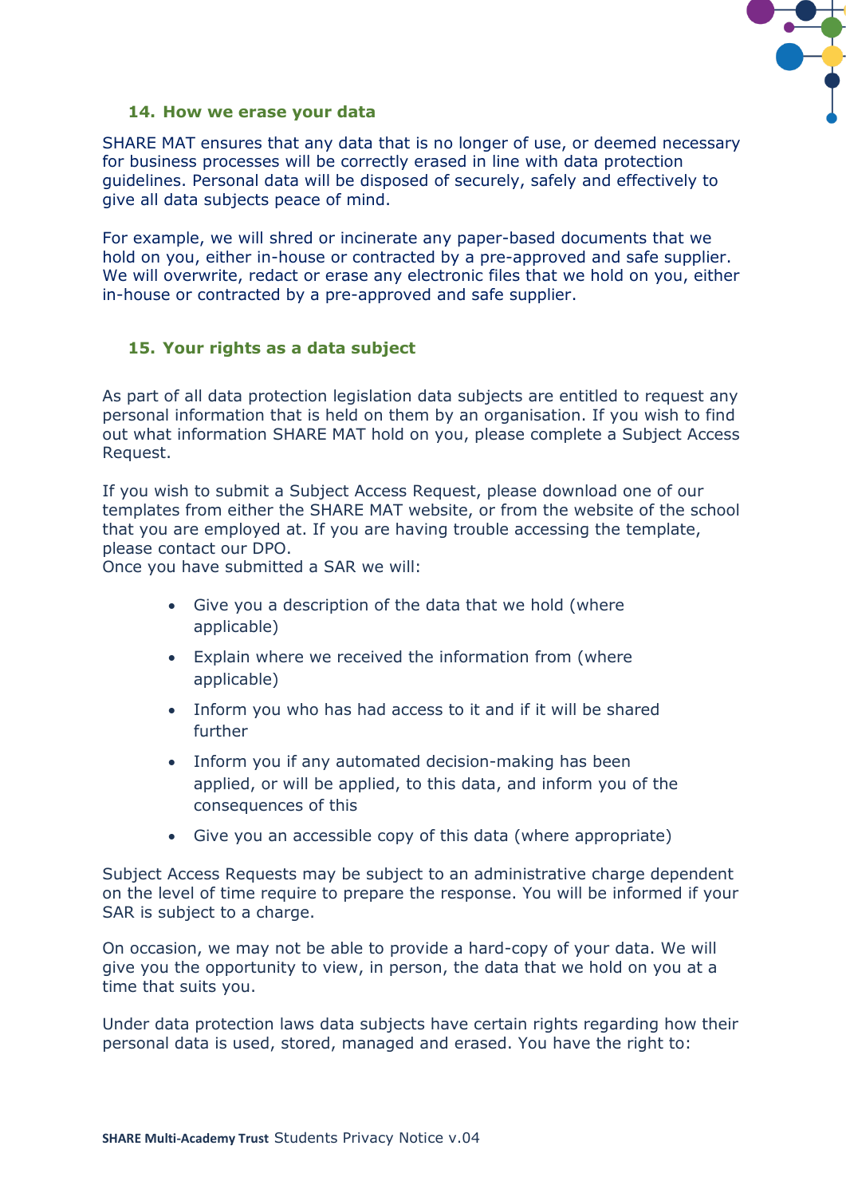## 14. How we erase your data

SHARE MAT ensures that any data that is no longer of use, or deemed necessary for business processes will be correctly erased in line with data protection guidelines. Personal data will be disposed of securely, safely and effectively to give all data subjects peace of mind.

For example, we will shred or incinerate any paper-based documents that we hold on you, either in-house or contracted by a pre-approved and safe supplier. We will overwrite, redact or erase any electronic files that we hold on you, either in-house or contracted by a pre-approved and safe supplier.

## 15. Your rights as a data subject

As part of all data protection legislation data subjects are entitled to request any personal information that is held on them by an organisation. If you wish to find out what information SHARE MAT hold on you, please complete a Subject Access Request.

If you wish to submit a Subject Access Request, please download one of our templates from either the SHARE MAT website, or from the website of the school that you are employed at. If you are having trouble accessing the template, please contact our DPO.
Once you have submitted a SAR we will:

- Give you a description of the data that we hold (where applicable)
- Explain where we received the information from (where applicable)
- Inform you who has had access to it and if it will be shared further
- Inform you if any automated decision-making has been applied, or will be applied, to this data, and inform you of the consequences of this
- Give you an accessible copy of this data (where appropriate)

Subject Access Requests may be subject to an administrative charge dependent on the level of time require to prepare the response. You will be informed if your SAR is subject to a charge.

On occasion, we may not be able to provide a hard-copy of your data. We will give you the opportunity to view, in person, the data that we hold on you at a time that suits you.

Under data protection laws data subjects have certain rights regarding how their personal data is used, stored, managed and erased. You have the right to: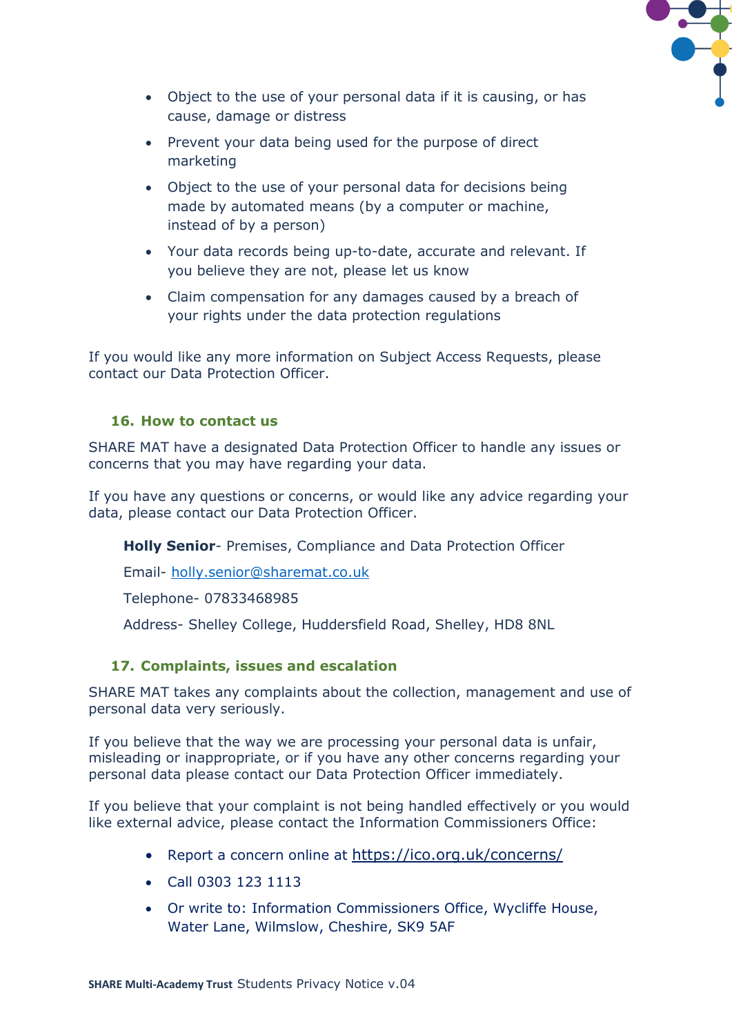- Object to the use of your personal data if it is causing, or has cause, damage or distress
- Prevent your data being used for the purpose of direct marketing
- Object to the use of your personal data for decisions being made by automated means (by a computer or machine, instead of by a person)
- Your data records being up-to-date, accurate and relevant. If you believe they are not, please let us know
- Claim compensation for any damages caused by a breach of your rights under the data protection regulations

If you would like any more information on Subject Access Requests, please contact our Data Protection Officer.

## 16. How to contact us

SHARE MAT have a designated Data Protection Officer to handle any issues or concerns that you may have regarding your data.

If you have any questions or concerns, or would like any advice regarding your data, please contact our Data Protection Officer.

**Holly Senior**- Premises, Compliance and Data Protection Officer

Email- holly.senior@sharemat.co.uk

Telephone- 07833468985

Address- Shelley College, Huddersfield Road, Shelley, HD8 8NL

## 17. Complaints, issues and escalation

SHARE MAT takes any complaints about the collection, management and use of personal data very seriously.

If you believe that the way we are processing your personal data is unfair, misleading or inappropriate, or if you have any other concerns regarding your personal data please contact our Data Protection Officer immediately.

If you believe that your complaint is not being handled effectively or you would like external advice, please contact the Information Commissioners Office:

- Report a concern online at https://ico.org.uk/concerns/
- Call 0303 123 1113
- Or write to: Information Commissioners Office, Wycliffe House, Water Lane, Wilmslow, Cheshire, SK9 5AF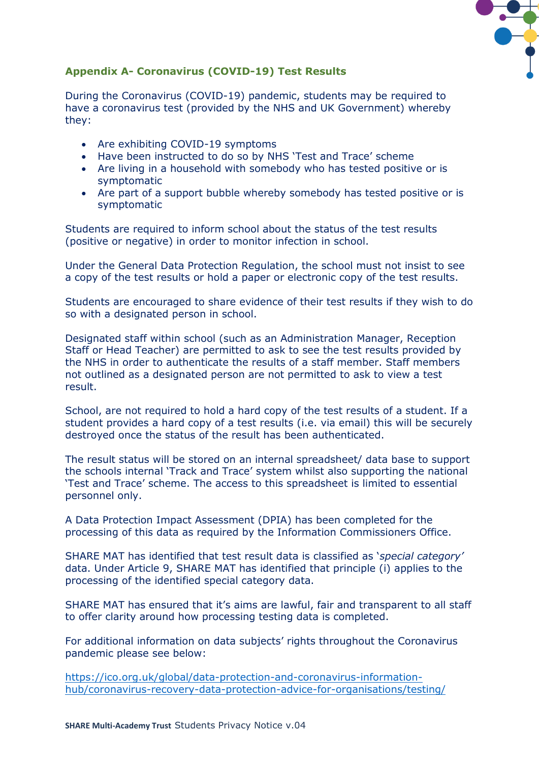## Appendix A- Coronavirus (COVID-19) Test Results

During the Coronavirus (COVID-19) pandemic, students may be required to have a coronavirus test (provided by the NHS and UK Government) whereby they:

- Are exhibiting COVID-19 symptoms
- Have been instructed to do so by NHS 'Test and Trace' scheme
- Are living in a household with somebody who has tested positive or is symptomatic
- Are part of a support bubble whereby somebody has tested positive or is symptomatic

Students are required to inform school about the status of the test results (positive or negative) in order to monitor infection in school.

Under the General Data Protection Regulation, the school must not insist to see a copy of the test results or hold a paper or electronic copy of the test results.

Students are encouraged to share evidence of their test results if they wish to do so with a designated person in school.

Designated staff within school (such as an Administration Manager, Reception Staff or Head Teacher) are permitted to ask to see the test results provided by the NHS in order to authenticate the results of a staff member. Staff members not outlined as a designated person are not permitted to ask to view a test result.

School, are not required to hold a hard copy of the test results of a student. If a student provides a hard copy of a test results (i.e. via email) this will be securely destroyed once the status of the result has been authenticated.

The result status will be stored on an internal spreadsheet/ data base to support the schools internal 'Track and Trace' system whilst also supporting the national 'Test and Trace' scheme. The access to this spreadsheet is limited to essential personnel only.

A Data Protection Impact Assessment (DPIA) has been completed for the processing of this data as required by the Information Commissioners Office.

SHARE MAT has identified that test result data is classified as '*special category'* data. Under Article 9, SHARE MAT has identified that principle (i) applies to the processing of the identified special category data.

SHARE MAT has ensured that it's aims are lawful, fair and transparent to all staff to offer clarity around how processing testing data is completed.

For additional information on data subjects' rights throughout the Coronavirus pandemic please see below:

https://ico.org.uk/global/data-protection-and-coronavirus-information-hub/coronavirus-recovery-data-protection-advice-for-organisations/testing/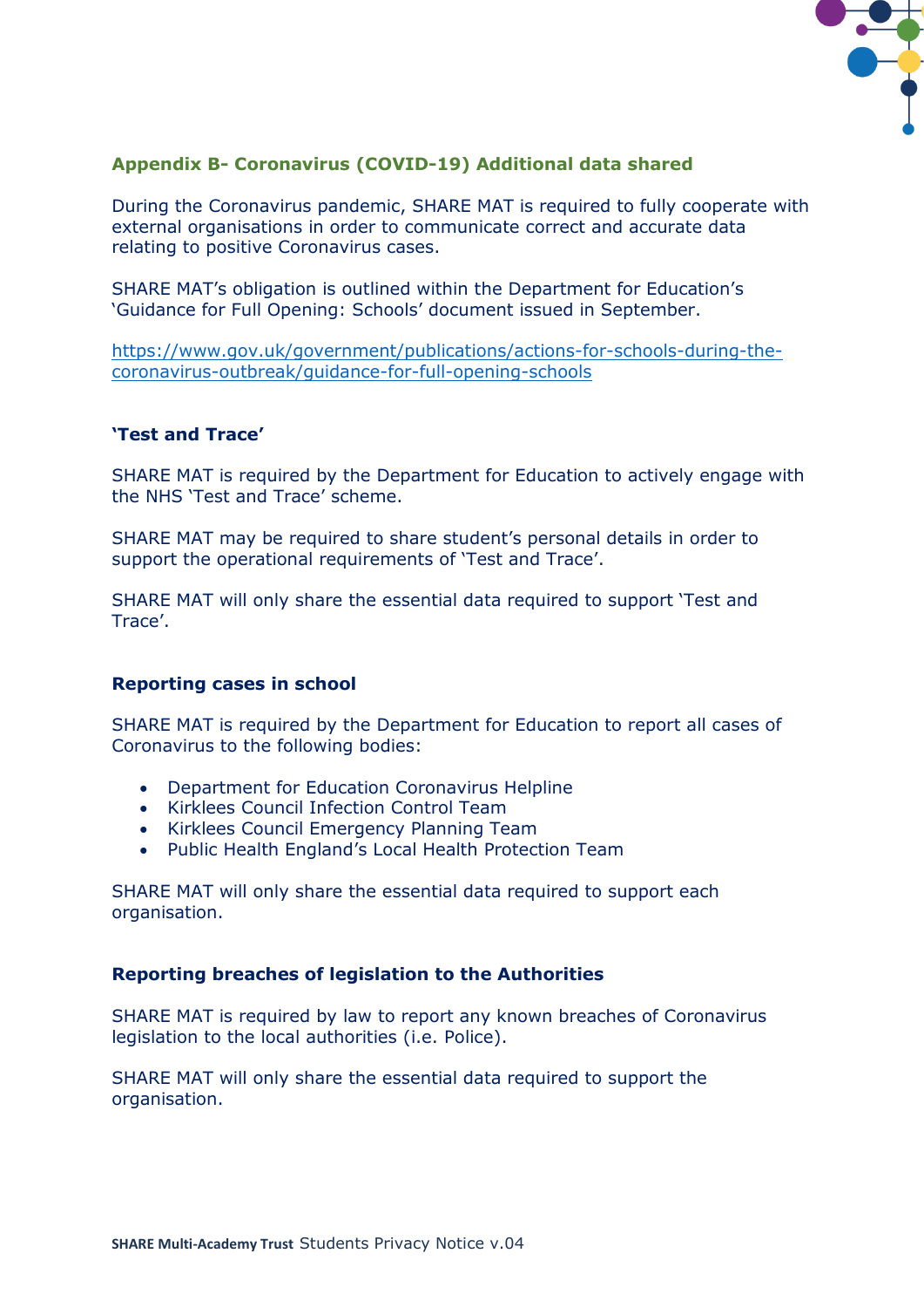## Appendix B- Coronavirus (COVID-19) Additional data shared

During the Coronavirus pandemic, SHARE MAT is required to fully cooperate with external organisations in order to communicate correct and accurate data relating to positive Coronavirus cases.

SHARE MAT's obligation is outlined within the Department for Education's 'Guidance for Full Opening: Schools' document issued in September.

https://www.gov.uk/government/publications/actions-for-schools-during-the-coronavirus-outbreak/guidance-for-full-opening-schools

### 'Test and Trace'

SHARE MAT is required by the Department for Education to actively engage with the NHS 'Test and Trace' scheme.

SHARE MAT may be required to share student's personal details in order to support the operational requirements of 'Test and Trace'.

SHARE MAT will only share the essential data required to support 'Test and Trace'.

### Reporting cases in school

SHARE MAT is required by the Department for Education to report all cases of Coronavirus to the following bodies:

- Department for Education Coronavirus Helpline
- Kirklees Council Infection Control Team
- Kirklees Council Emergency Planning Team
- Public Health England's Local Health Protection Team

SHARE MAT will only share the essential data required to support each organisation.

### Reporting breaches of legislation to the Authorities

SHARE MAT is required by law to report any known breaches of Coronavirus legislation to the local authorities (i.e. Police).

SHARE MAT will only share the essential data required to support the organisation.